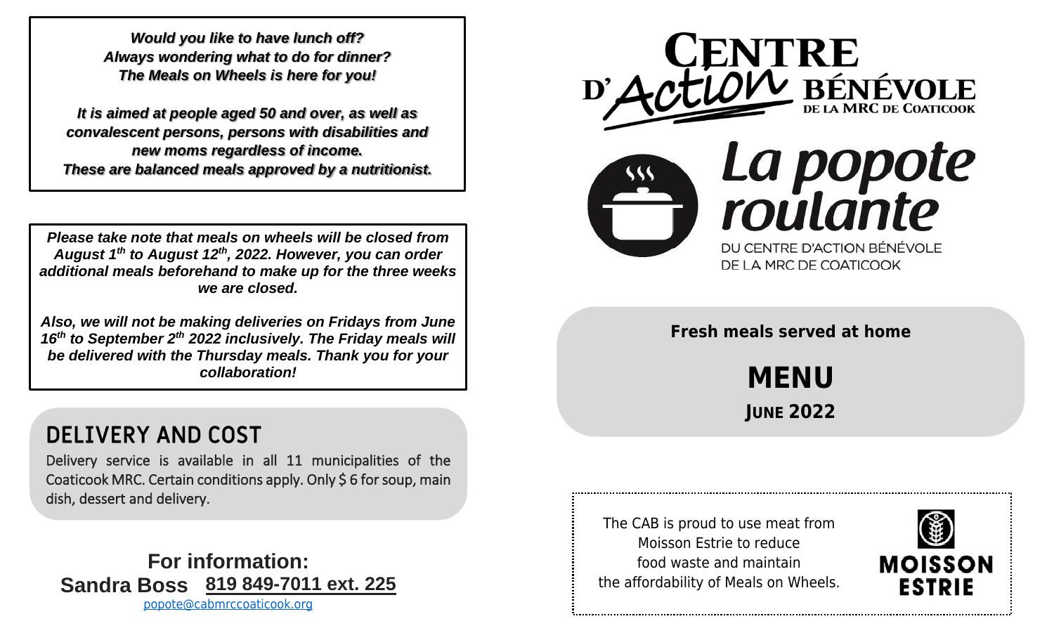***Would you like to have lunch off?***
***Always wondering what to do for dinner?***
***The Meals on Wheels is here for you!***

***It is aimed at people aged 50 and over, as well as convalescent persons, persons with disabilities and new moms regardless of income.***
***These are balanced meals approved by a nutritionist.***

***Please take note that meals on wheels will be closed from August 1th to August 12th, 2022. However, you can order additional meals beforehand to make up for the three weeks we are closed.***

***Also, we will not be making deliveries on Fridays from June 16th to September 2th 2022 inclusively. The Friday meals will be delivered with the Thursday meals. Thank you for your collaboration!***

## DELIVERY AND COST

Delivery service is available in all 11 municipalities of the Coaticook MRC. Certain conditions apply. Only $ 6 for soup, main dish, dessert and delivery.

**For information:**
**Sandra Boss 819 849-7011 ext. 225**
popote@cabmrccoaticook.org

# CENTRE D'Action BÉNÉVOLE DE LA MRC DE COATICOOK

# La popote roulante

DU CENTRE D'ACTION BÉNÉVOLE DE LA MRC DE COATICOOK

**Fresh meals served at home**

# MENU

## JUNE 2022

The CAB is proud to use meat from Moisson Estrie to reduce food waste and maintain the affordability of Meals on Wheels.

MOISSON ESTRIE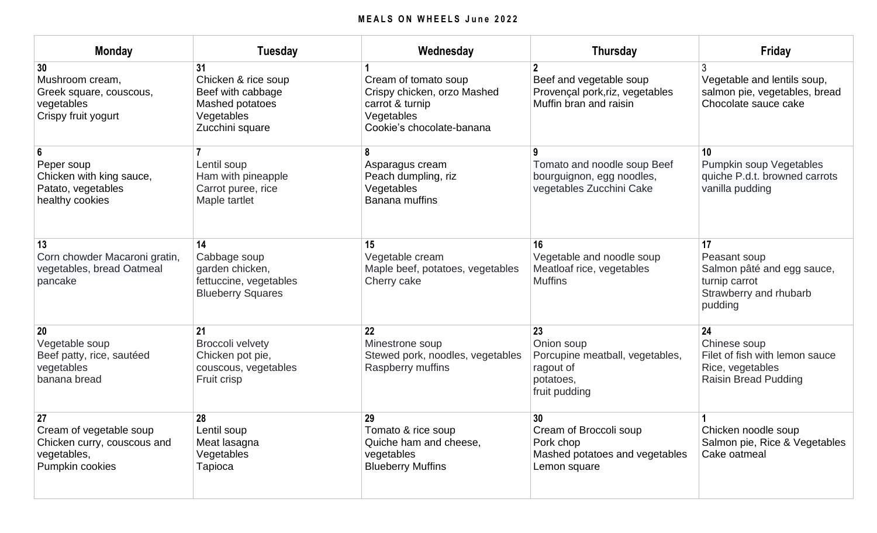**MEALS ON WHEELS June 2022**

| Monday | Tuesday | Wednesday | Thursday | Friday |
|---|---|---|---|---|
| **30**<br>Mushroom cream,<br>Greek square, couscous, vegetables<br>Crispy fruit yogurt | **31**<br>Chicken & rice soup<br>Beef with cabbage<br>Mashed potatoes<br>Vegetables<br>Zucchini square | **1**<br>Cream of tomato soup<br>Crispy chicken, orzo Mashed carrot & turnip<br>Vegetables<br>Cookie's chocolate-banana | **2**<br>Beef and vegetable soup<br>Provençal pork,riz, vegetables<br>Muffin bran and raisin | 3<br>Vegetable and lentils soup, salmon pie, vegetables, bread<br>Chocolate sauce cake |
| **6**<br>Peper soup<br>Chicken with king sauce,<br>Patato, vegetables<br>healthy cookies | **7**<br>Lentil soup<br>Ham with pineapple<br>Carrot puree, rice<br>Maple tartlet | **8**<br>Asparagus cream<br>Peach dumpling, riz<br>Vegetables<br>Banana muffins | **9**<br>Tomato and noodle soup Beef bourguignon, egg noodles, vegetables Zucchini Cake | **10**<br>Pumpkin soup Vegetables quiche P.d.t. browned carrots vanilla pudding |
| **13**<br>Corn chowder Macaroni gratin, vegetables, bread Oatmeal pancake | **14**<br>Cabbage soup<br>garden chicken,<br>fettuccine, vegetables<br>Blueberry Squares | **15**<br>Vegetable cream<br>Maple beef, potatoes, vegetables<br>Cherry cake | **16**<br>Vegetable and noodle soup<br>Meatloaf rice, vegetables<br>Muffins | **17**<br>Peasant soup<br>Salmon pâté and egg sauce, turnip carrot<br>Strawberry and rhubarb pudding |
| **20**<br>Vegetable soup<br>Beef patty, rice, sautéed vegetables<br>banana bread | **21**<br>Broccoli velvety<br>Chicken pot pie,<br>couscous, vegetables<br>Fruit crisp | **22**<br>Minestrone soup<br>Stewed pork, noodles, vegetables<br>Raspberry muffins | **23**<br>Onion soup<br>Porcupine meatball, vegetables, ragout of<br>potatoes,<br>fruit pudding | **24**<br>Chinese soup<br>Filet of fish with lemon sauce<br>Rice, vegetables<br>Raisin Bread Pudding |
| **27**<br>Cream of vegetable soup<br>Chicken curry, couscous and vegetables,<br>Pumpkin cookies | **28**<br>Lentil soup<br>Meat lasagna<br>Vegetables<br>Tapioca | **29**<br>Tomato & rice soup<br>Quiche ham and cheese, vegetables<br>Blueberry Muffins | **30**<br>Cream of Broccoli soup<br>Pork chop<br>Mashed potatoes and vegetables<br>Lemon square | **1**<br>Chicken noodle soup<br>Salmon pie, Rice & Vegetables<br>Cake oatmeal |